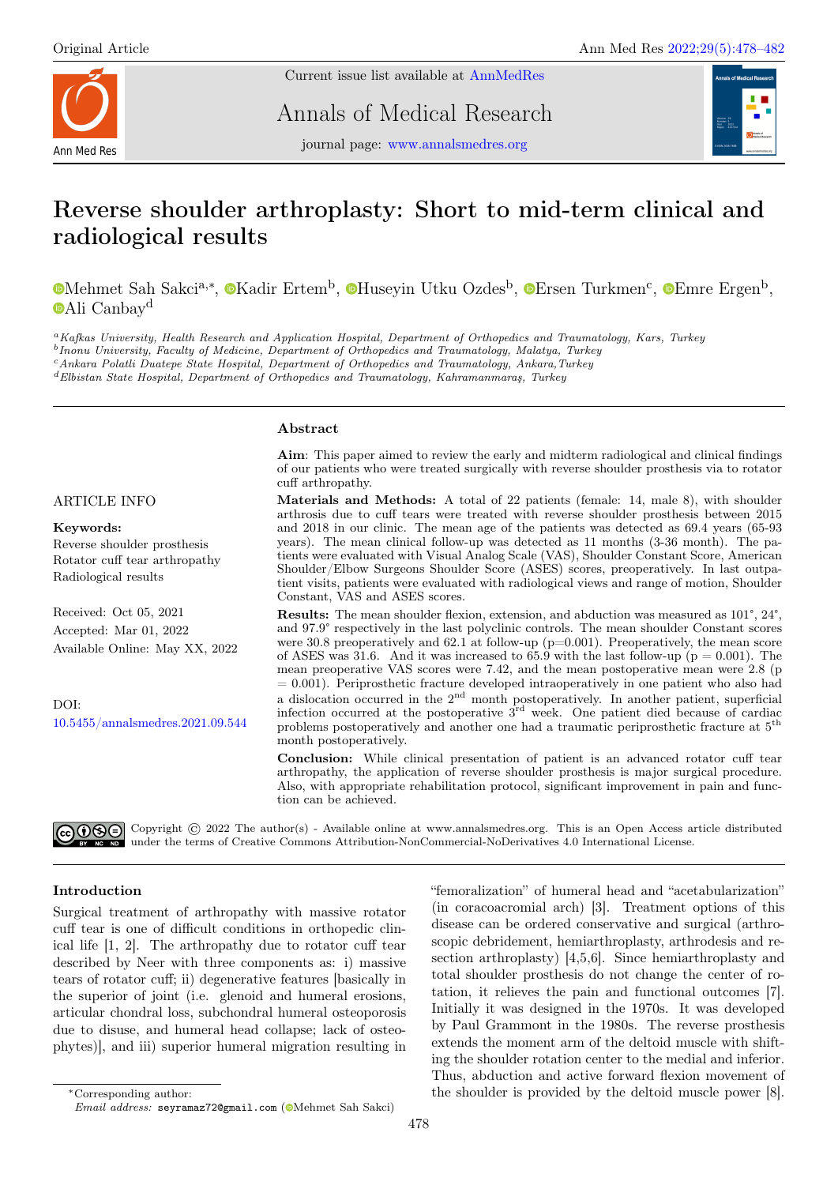Original Article

Current issue list available at AnnMedRes

Annals of Medical Research

journal page: www.annalsmedres.org

# Reverse shoulder arthroplasty: Short to mid-term clinical and radiological results

Mehmet Sah Sakci[a,*], Kadir Ertem[b], Huseyin Utku Ozdes[b], Ersen Turkmen[c], Emre Ergen[b], Ali Canbay[d]

[a] *Kafkas University, Health Research and Application Hospital, Department of Orthopedics and Traumatology, Kars, Turkey*
[b] *Inonu University, Faculty of Medicine, Department of Orthopedics and Traumatology, Malatya, Turkey*
[c] *Ankara Polatli Duatepe State Hospital, Department of Orthopedics and Traumatology, Ankara, Turkey*
[d] *Elbistan State Hospital, Department of Orthopedics and Traumatology, Kahramanmaraş, Turkey*

ARTICLE INFO

**Keywords:**
Reverse shoulder prosthesis
Rotator cuff tear arthropathy
Radiological results

Received: Oct 05, 2021
Accepted: Mar 01, 2022
Available Online: May XX, 2022

DOI:
10.5455/annalsmedres.2021.09.544

## Abstract

**Aim**: This paper aimed to review the early and midterm radiological and clinical findings of our patients who were treated surgically with reverse shoulder prosthesis via to rotator cuff arthropathy.

**Materials and Methods:** A total of 22 patients (female: 14, male 8), with shoulder arthrosis due to cuff tears were treated with reverse shoulder prosthesis between 2015 and 2018 in our clinic. The mean age of the patients was detected as 69.4 years (65-93 years). The mean clinical follow-up was detected as 11 months (3-36 month). The patients were evaluated with Visual Analog Scale (VAS), Shoulder Constant Score, American Shoulder/Elbow Surgeons Shoulder Score (ASES) scores, preoperatively. In last outpatient visits, patients were evaluated with radiological views and range of motion, Shoulder Constant, VAS and ASES scores.

**Results:** The mean shoulder flexion, extension, and abduction was measured as 101°, 24°, and 97.9° respectively in the last polyclinic controls. The mean shoulder Constant scores were 30.8 preoperatively and 62.1 at follow-up (p=0.001). Preoperatively, the mean score of ASES was 31.6. And it was increased to 65.9 with the last follow-up (p = 0.001). The mean preoperative VAS scores were 7.42, and the mean postoperative mean were 2.8 (p = 0.001). Periprosthetic fracture developed intraoperatively in one patient who also had a dislocation occurred in the 2nd month postoperatively. In another patient, superficial infection occurred at the postoperative 3rd week. One patient died because of cardiac problems postoperatively and another one had a traumatic periprosthetic fracture at 5th month postoperatively.

**Conclusion:** While clinical presentation of patient is an advanced rotator cuff tear arthropathy, the application of reverse shoulder prosthesis is major surgical procedure. Also, with appropriate rehabilitation protocol, significant improvement in pain and function can be achieved.

Copyright © 2022 The author(s) - Available online at www.annalsmedres.org. This is an Open Access article distributed under the terms of Creative Commons Attribution-NonCommercial-NoDerivatives 4.0 International License.

## Introduction

Surgical treatment of arthropathy with massive rotator cuff tear is one of difficult conditions in orthopedic clinical life [1, 2]. The arthropathy due to rotator cuff tear described by Neer with three components as: i) massive tears of rotator cuff; ii) degenerative features [basically in the superior of joint (i.e. glenoid and humeral erosions, articular chondral loss, subchondral humeral osteoporosis due to disuse, and humeral head collapse; lack of osteophytes)], and iii) superior humeral migration resulting in "femoralization" of humeral head and "acetabularization" (in coracoacromial arch) [3]. Treatment options of this disease can be ordered conservative and surgical (arthroscopic debridement, hemiarthroplasty, arthrodesis and resection arthroplasty) [4,5,6]. Since hemiarthroplasty and total shoulder prosthesis do not change the center of rotation, it relieves the pain and functional outcomes [7]. Initially it was designed in the 1970s. It was developed by Paul Grammont in the 1980s. The reverse prosthesis extends the moment arm of the deltoid muscle with shifting the shoulder rotation center to the medial and inferior. Thus, abduction and active forward flexion movement of the shoulder is provided by the deltoid muscle power [8].

*Corresponding author:
*Email address:* seyramaz72@gmail.com (Mehmet Sah Sakci)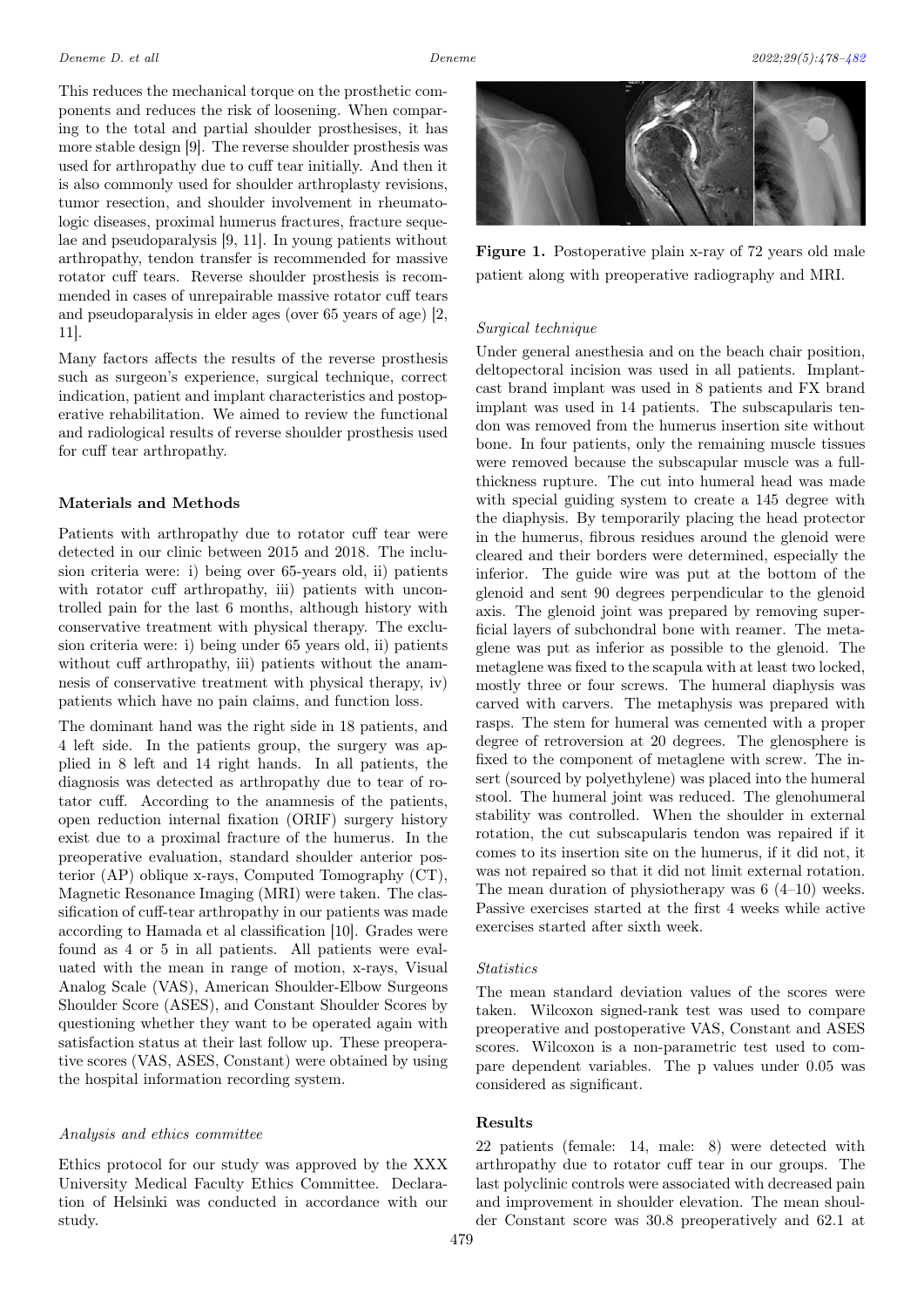This reduces the mechanical torque on the prosthetic components and reduces the risk of loosening. When comparing to the total and partial shoulder prosthesises, it has more stable design [9]. The reverse shoulder prosthesis was used for arthropathy due to cuff tear initially. And then it is also commonly used for shoulder arthroplasty revisions, tumor resection, and shoulder involvement in rheumatologic diseases, proximal humerus fractures, fracture sequelae and pseudoparalysis [9, 11]. In young patients without arthropathy, tendon transfer is recommended for massive rotator cuff tears. Reverse shoulder prosthesis is recommended in cases of unrepairable massive rotator cuff tears and pseudoparalysis in elder ages (over 65 years of age) [2, 11].

Many factors affects the results of the reverse prosthesis such as surgeon's experience, surgical technique, correct indication, patient and implant characteristics and postoperative rehabilitation. We aimed to review the functional and radiological results of reverse shoulder prosthesis used for cuff tear arthropathy.

## Materials and Methods

Patients with arthropathy due to rotator cuff tear were detected in our clinic between 2015 and 2018. The inclusion criteria were: i) being over 65-years old, ii) patients with rotator cuff arthropathy, iii) patients with uncontrolled pain for the last 6 months, although history with conservative treatment with physical therapy. The exclusion criteria were: i) being under 65 years old, ii) patients without cuff arthropathy, iii) patients without the anamnesis of conservative treatment with physical therapy, iv) patients which have no pain claims, and function loss.

The dominant hand was the right side in 18 patients, and 4 left side. In the patients group, the surgery was applied in 8 left and 14 right hands. In all patients, the diagnosis was detected as arthropathy due to tear of rotator cuff. According to the anamnesis of the patients, open reduction internal fixation (ORIF) surgery history exist due to a proximal fracture of the humerus. In the preoperative evaluation, standard shoulder anterior posterior (AP) oblique x-rays, Computed Tomography (CT), Magnetic Resonance Imaging (MRI) were taken. The classification of cuff-tear arthropathy in our patients was made according to Hamada et al classification [10]. Grades were found as 4 or 5 in all patients. All patients were evaluated with the mean in range of motion, x-rays, Visual Analog Scale (VAS), American Shoulder-Elbow Surgeons Shoulder Score (ASES), and Constant Shoulder Scores by questioning whether they want to be operated again with satisfaction status at their last follow up. These preoperative scores (VAS, ASES, Constant) were obtained by using the hospital information recording system.

### *Analysis and ethics committee*

Ethics protocol for our study was approved by the XXX University Medical Faculty Ethics Committee. Declaration of Helsinki was conducted in accordance with our study.

**Figure 1.** Postoperative plain x-ray of 72 years old male patient along with preoperative radiography and MRI.

### *Surgical technique*

Under general anesthesia and on the beach chair position, deltopectoral incision was used in all patients. Implantcast brand implant was used in 8 patients and FX brand implant was used in 14 patients. The subscapularis tendon was removed from the humerus insertion site without bone. In four patients, only the remaining muscle tissues were removed because the subscapular muscle was a full-thickness rupture. The cut into humeral head was made with special guiding system to create a 145 degree with the diaphysis. By temporarily placing the head protector in the humerus, fibrous residues around the glenoid were cleared and their borders were determined, especially the inferior. The guide wire was put at the bottom of the glenoid and sent 90 degrees perpendicular to the glenoid axis. The glenoid joint was prepared by removing superficial layers of subchondral bone with reamer. The metaglene was put as inferior as possible to the glenoid. The metaglene was fixed to the scapula with at least two locked, mostly three or four screws. The humeral diaphysis was carved with carvers. The metaphysis was prepared with rasps. The stem for humeral was cemented with a proper degree of retroversion at 20 degrees. The glenosphere is fixed to the component of metaglene with screw. The insert (sourced by polyethylene) was placed into the humeral stool. The humeral joint was reduced. The glenohumeral stability was controlled. When the shoulder in external rotation, the cut subscapularis tendon was repaired if it comes to its insertion site on the humerus, if it did not, it was not repaired so that it did not limit external rotation. The mean duration of physiotherapy was 6 (4–10) weeks. Passive exercises started at the first 4 weeks while active exercises started after sixth week.

### *Statistics*

The mean standard deviation values of the scores were taken. Wilcoxon signed-rank test was used to compare preoperative and postoperative VAS, Constant and ASES scores. Wilcoxon is a non-parametric test used to compare dependent variables. The p values under 0.05 was considered as significant.

## Results

22 patients (female: 14, male: 8) were detected with arthropathy due to rotator cuff tear in our groups. The last polyclinic controls were associated with decreased pain and improvement in shoulder elevation. The mean shoulder Constant score was 30.8 preoperatively and 62.1 at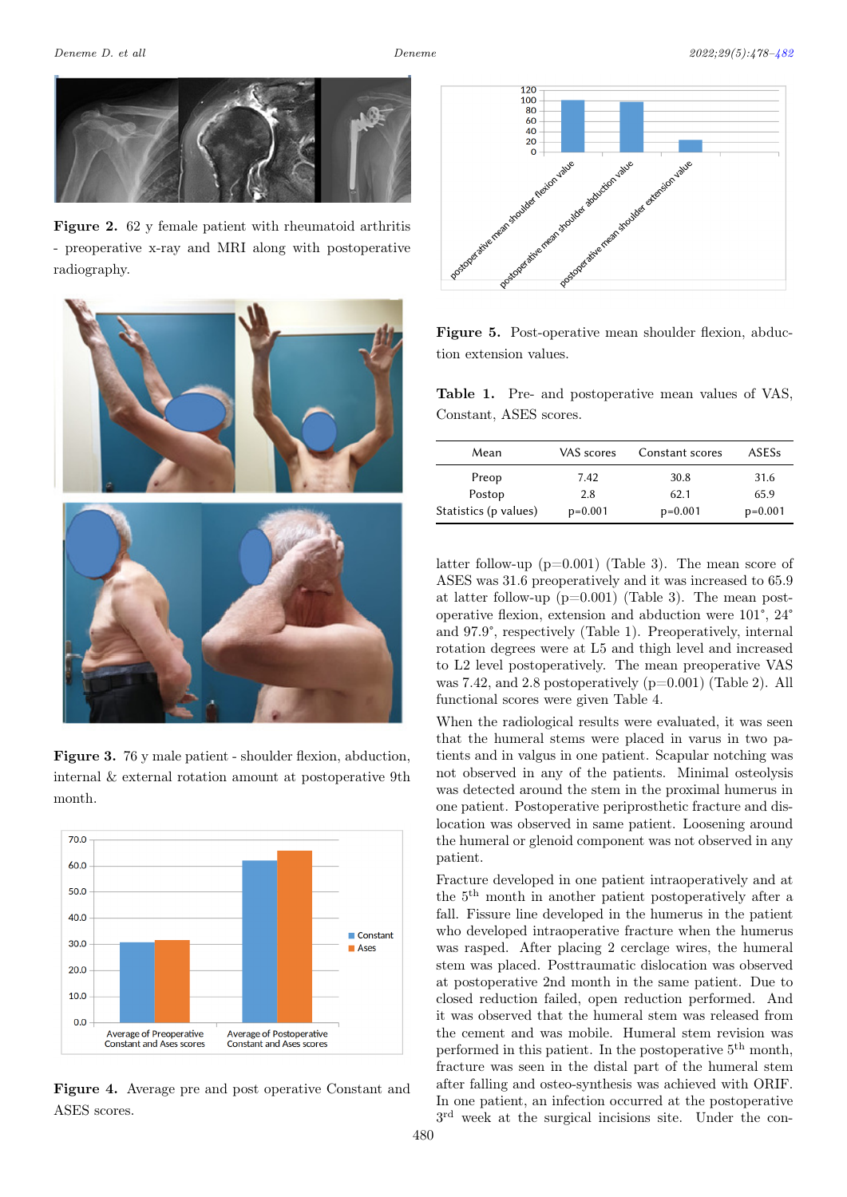**Figure 2.** 62 y female patient with rheumatoid arthritis - preoperative x-ray and MRI along with postoperative radiography.

**Figure 3.** 76 y male patient - shoulder flexion, abduction, internal & external rotation amount at postoperative 9th month.

**Figure 4.** Average pre and post operative Constant and ASES scores.

**Figure 5.** Post-operative mean shoulder flexion, abduction extension values.

**Table 1.** Pre- and postoperative mean values of VAS, Constant, ASES scores.

| Mean | VAS scores | Constant scores | ASESs |
|---|---|---|---|
| Preop | 7.42 | 30.8 | 31.6 |
| Postop | 2.8 | 62.1 | 65.9 |
| Statistics (p values) | p=0.001 | p=0.001 | p=0.001 |

latter follow-up (p=0.001) (Table 3). The mean score of ASES was 31.6 preoperatively and it was increased to 65.9 at latter follow-up (p=0.001) (Table 3). The mean postoperative flexion, extension and abduction were 101°, 24° and 97.9°, respectively (Table 1). Preoperatively, internal rotation degrees were at L5 and thigh level and increased to L2 level postoperatively. The mean preoperative VAS was 7.42, and 2.8 postoperatively (p=0.001) (Table 2). All functional scores were given Table 4.

When the radiological results were evaluated, it was seen that the humeral stems were placed in varus in two patients and in valgus in one patient. Scapular notching was not observed in any of the patients. Minimal osteolysis was detected around the stem in the proximal humerus in one patient. Postoperative periprosthetic fracture and dislocation was observed in same patient. Loosening around the humeral or glenoid component was not observed in any patient.

Fracture developed in one patient intraoperatively and at the 5th month in another patient postoperatively after a fall. Fissure line developed in the humerus in the patient who developed intraoperative fracture when the humerus was rasped. After placing 2 cerclage wires, the humeral stem was placed. Posttraumatic dislocation was observed at postoperative 2nd month in the same patient. Due to closed reduction failed, open reduction performed. And it was observed that the humeral stem was released from the cement and was mobile. Humeral stem revision was performed in this patient. In the postoperative 5th month, fracture was seen in the distal part of the humeral stem after falling and osteo-synthesis was achieved with ORIF. In one patient, an infection occurred at the postoperative 3rd week at the surgical incisions site. Under the con-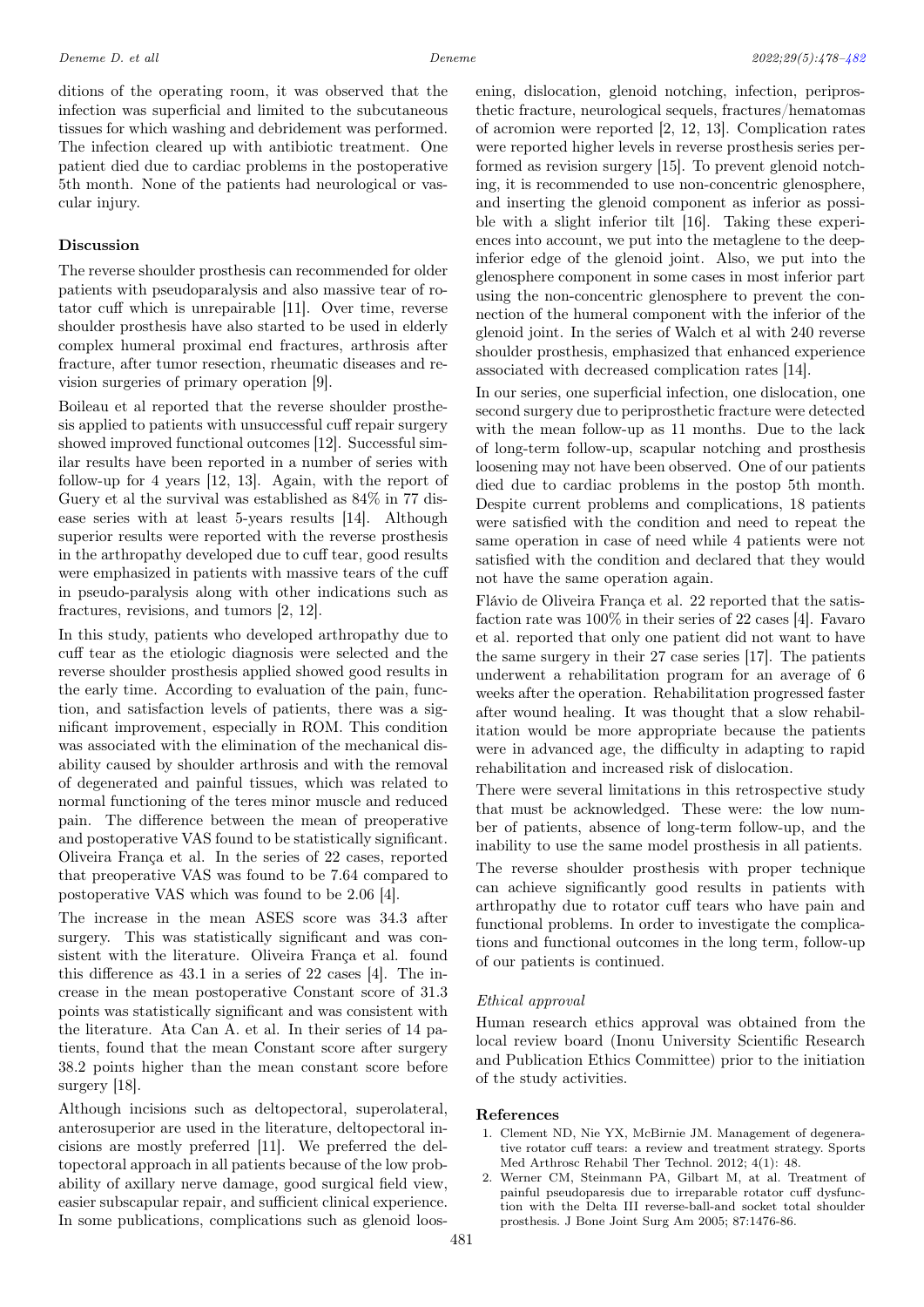ditions of the operating room, it was observed that the infection was superficial and limited to the subcutaneous tissues for which washing and debridement was performed. The infection cleared up with antibiotic treatment. One patient died due to cardiac problems in the postoperative 5th month. None of the patients had neurological or vascular injury.

### Discussion

The reverse shoulder prosthesis can recommended for older patients with pseudoparalysis and also massive tear of rotator cuff which is unrepairable [11]. Over time, reverse shoulder prosthesis have also started to be used in elderly complex humeral proximal end fractures, arthrosis after fracture, after tumor resection, rheumatic diseases and revision surgeries of primary operation [9].

Boileau et al reported that the reverse shoulder prosthesis applied to patients with unsuccessful cuff repair surgery showed improved functional outcomes [12]. Successful similar results have been reported in a number of series with follow-up for 4 years [12, 13]. Again, with the report of Guery et al the survival was established as 84% in 77 disease series with at least 5-years results [14]. Although superior results were reported with the reverse prosthesis in the arthropathy developed due to cuff tear, good results were emphasized in patients with massive tears of the cuff in pseudo-paralysis along with other indications such as fractures, revisions, and tumors [2, 12].

In this study, patients who developed arthropathy due to cuff tear as the etiologic diagnosis were selected and the reverse shoulder prosthesis applied showed good results in the early time. According to evaluation of the pain, function, and satisfaction levels of patients, there was a significant improvement, especially in ROM. This condition was associated with the elimination of the mechanical disability caused by shoulder arthrosis and with the removal of degenerated and painful tissues, which was related to normal functioning of the teres minor muscle and reduced pain. The difference between the mean of preoperative and postoperative VAS found to be statistically significant. Oliveira França et al. In the series of 22 cases, reported that preoperative VAS was found to be 7.64 compared to postoperative VAS which was found to be 2.06 [4].

The increase in the mean ASES score was 34.3 after surgery. This was statistically significant and was consistent with the literature. Oliveira França et al. found this difference as 43.1 in a series of 22 cases [4]. The increase in the mean postoperative Constant score of 31.3 points was statistically significant and was consistent with the literature. Ata Can A. et al. In their series of 14 patients, found that the mean Constant score after surgery 38.2 points higher than the mean constant score before surgery [18].

Although incisions such as deltopectoral, superolateral, anterosuperior are used in the literature, deltopectoral incisions are mostly preferred [11]. We preferred the deltopectoral approach in all patients because of the low probability of axillary nerve damage, good surgical field view, easier subscapular repair, and sufficient clinical experience. In some publications, complications such as glenoid loosening, dislocation, glenoid notching, infection, periprosthetic fracture, neurological sequels, fractures/hematomas of acromion were reported [2, 12, 13]. Complication rates were reported higher levels in reverse prosthesis series performed as revision surgery [15]. To prevent glenoid notching, it is recommended to use non-concentric glenosphere, and inserting the glenoid component as inferior as possible with a slight inferior tilt [16]. Taking these experiences into account, we put into the metaglene to the deep-inferior edge of the glenoid joint. Also, we put into the glenosphere component in some cases in most inferior part using the non-concentric glenosphere to prevent the connection of the humeral component with the inferior of the glenoid joint. In the series of Walch et al with 240 reverse shoulder prosthesis, emphasized that enhanced experience associated with decreased complication rates [14].

In our series, one superficial infection, one dislocation, one second surgery due to periprosthetic fracture were detected with the mean follow-up as 11 months. Due to the lack of long-term follow-up, scapular notching and prosthesis loosening may not have been observed. One of our patients died due to cardiac problems in the postop 5th month. Despite current problems and complications, 18 patients were satisfied with the condition and need to repeat the same operation in case of need while 4 patients were not satisfied with the condition and declared that they would not have the same operation again.

Flávio de Oliveira França et al. 22 reported that the satisfaction rate was 100% in their series of 22 cases [4]. Favaro et al. reported that only one patient did not want to have the same surgery in their 27 case series [17]. The patients underwent a rehabilitation program for an average of 6 weeks after the operation. Rehabilitation progressed faster after wound healing. It was thought that a slow rehabilitation would be more appropriate because the patients were in advanced age, the difficulty in adapting to rapid rehabilitation and increased risk of dislocation.

There were several limitations in this retrospective study that must be acknowledged. These were: the low number of patients, absence of long-term follow-up, and the inability to use the same model prosthesis in all patients.

The reverse shoulder prosthesis with proper technique can achieve significantly good results in patients with arthropathy due to rotator cuff tears who have pain and functional problems. In order to investigate the complications and functional outcomes in the long term, follow-up of our patients is continued.

*Ethical approval*

Human research ethics approval was obtained from the local review board (Inonu University Scientific Research and Publication Ethics Committee) prior to the initiation of the study activities.

### References

1. Clement ND, Nie YX, McBirnie JM. Management of degenerative rotator cuff tears: a review and treatment strategy. Sports Med Arthrosc Rehabil Ther Technol. 2012; 4(1): 48.
2. Werner CM, Steinmann PA, Gilbart M, at al. Treatment of painful pseudoparesis due to irreparable rotator cuff dysfunction with the Delta III reverse-ball-and socket total shoulder prosthesis. J Bone Joint Surg Am 2005; 87:1476-86.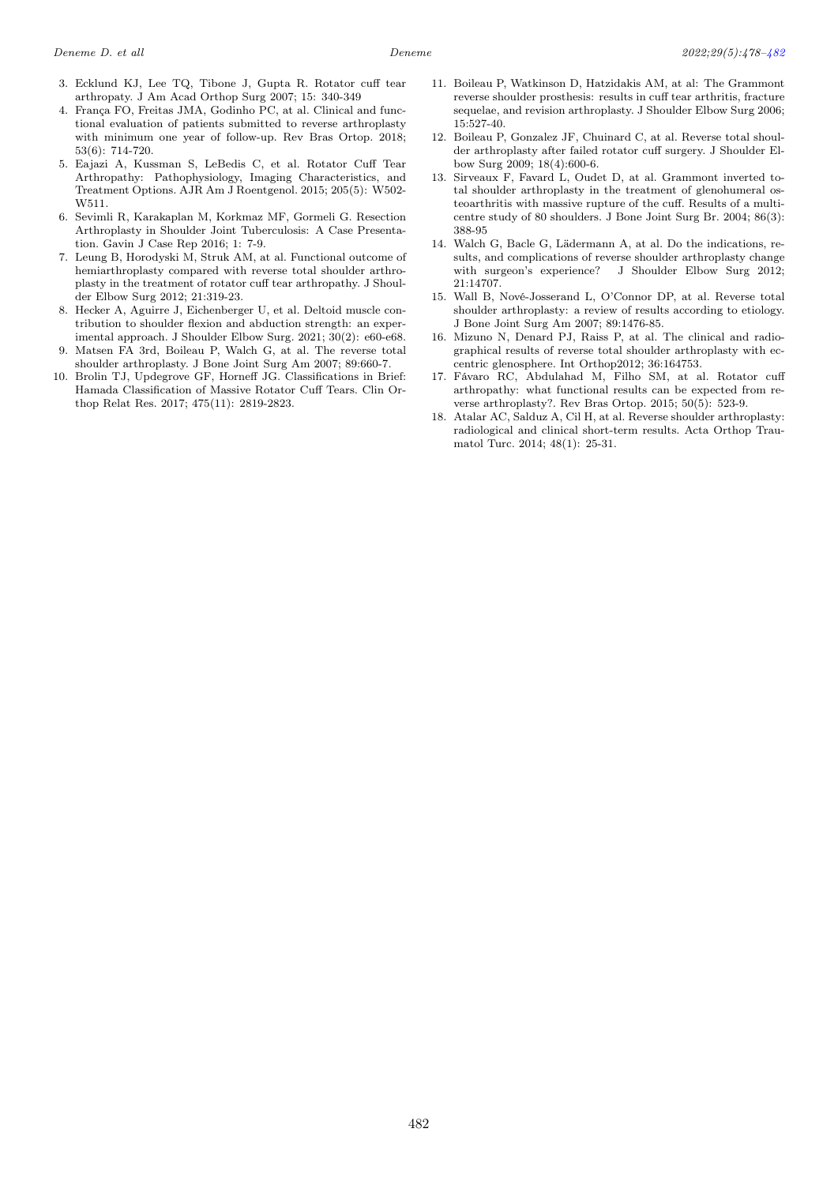3. Ecklund KJ, Lee TQ, Tibone J, Gupta R. Rotator cuff tear arthropaty. J Am Acad Orthop Surg 2007; 15: 340-349
4. França FO, Freitas JMA, Godinho PC, at al. Clinical and functional evaluation of patients submitted to reverse arthroplasty with minimum one year of follow-up. Rev Bras Ortop. 2018; 53(6): 714-720.
5. Eajazi A, Kussman S, LeBedis C, et al. Rotator Cuff Tear Arthropathy: Pathophysiology, Imaging Characteristics, and Treatment Options. AJR Am J Roentgenol. 2015; 205(5): W502-W511.
6. Sevimli R, Karakaplan M, Korkmaz MF, Gormeli G. Resection Arthroplasty in Shoulder Joint Tuberculosis: A Case Presentation. Gavin J Case Rep 2016; 1: 7-9.
7. Leung B, Horodyski M, Struk AM, at al. Functional outcome of hemiarthroplasty compared with reverse total shoulder arthroplasty in the treatment of rotator cuff tear arthropathy. J Shoulder Elbow Surg 2012; 21:319-23.
8. Hecker A, Aguirre J, Eichenberger U, et al. Deltoid muscle contribution to shoulder flexion and abduction strength: an experimental approach. J Shoulder Elbow Surg. 2021; 30(2): e60-e68.
9. Matsen FA 3rd, Boileau P, Walch G, at al. The reverse total shoulder arthroplasty. J Bone Joint Surg Am 2007; 89:660-7.
10. Brolin TJ, Updegrove GF, Horneff JG. Classifications in Brief: Hamada Classification of Massive Rotator Cuff Tears. Clin Orthop Relat Res. 2017; 475(11): 2819-2823.
11. Boileau P, Watkinson D, Hatzidakis AM, at al: The Grammont reverse shoulder prosthesis: results in cuff tear arthritis, fracture sequelae, and revision arthroplasty. J Shoulder Elbow Surg 2006; 15:527-40.
12. Boileau P, Gonzalez JF, Chuinard C, at al. Reverse total shoulder arthroplasty after failed rotator cuff surgery. J Shoulder Elbow Surg 2009; 18(4):600-6.
13. Sirveaux F, Favard L, Oudet D, at al. Grammont inverted total shoulder arthroplasty in the treatment of glenohumeral osteoarthritis with massive rupture of the cuff. Results of a multicentre study of 80 shoulders. J Bone Joint Surg Br. 2004; 86(3): 388-95
14. Walch G, Bacle G, Lädermann A, at al. Do the indications, results, and complications of reverse shoulder arthroplasty change with surgeon's experience? J Shoulder Elbow Surg 2012; 21:14707.
15. Wall B, Nové-Josserand L, O'Connor DP, at al. Reverse total shoulder arthroplasty: a review of results according to etiology. J Bone Joint Surg Am 2007; 89:1476-85.
16. Mizuno N, Denard PJ, Raiss P, at al. The clinical and radiographical results of reverse total shoulder arthroplasty with eccentric glenosphere. Int Orthop2012; 36:164753.
17. Fávaro RC, Abdulahad M, Filho SM, at al. Rotator cuff arthropathy: what functional results can be expected from reverse arthroplasty?. Rev Bras Ortop. 2015; 50(5): 523-9.
18. Atalar AC, Salduz A, Cil H, at al. Reverse shoulder arthroplasty: radiological and clinical short-term results. Acta Orthop Traumatol Turc. 2014; 48(1): 25-31.